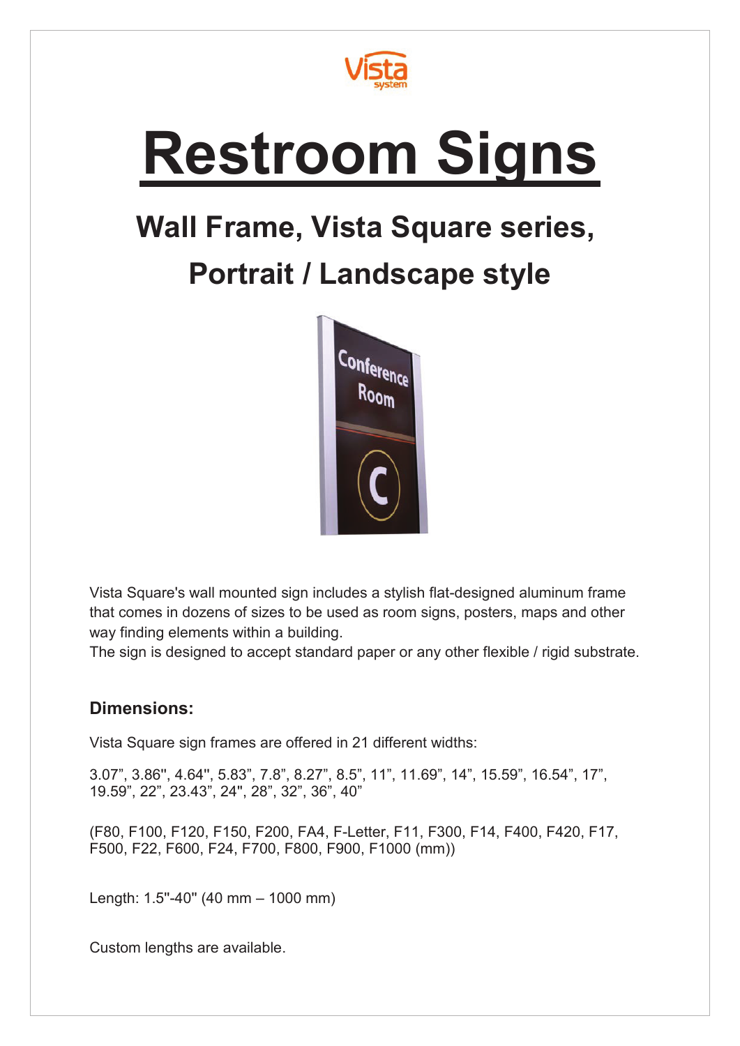# Restroom Signs

## Wall Frame, Vista Square series, Portrait / Landscape style

Vista Square's wall mounted sign includes a stylish flat-designed aluminum frame that comes in dozens of sizes to be used as room signs, posters, maps and other way finding elements within a building.
The sign is designed to accept standard paper or any other flexible / rigid substrate.

### Dimensions:

Vista Square sign frames are offered in 21 different widths:

3.07", 3.86", 4.64", 5.83", 7.8", 8.27", 8.5", 11", 11.69", 14", 15.59", 16.54", 17", 19.59", 22", 23.43", 24", 28", 32", 36", 40"

(F80, F100, F120, F150, F200, FA4, F-Letter, F11, F300, F14, F400, F420, F17, F500, F22, F600, F24, F700, F800, F900, F1000 (mm))

Length: 1.5"-40" (40 mm – 1000 mm)

Custom lengths are available.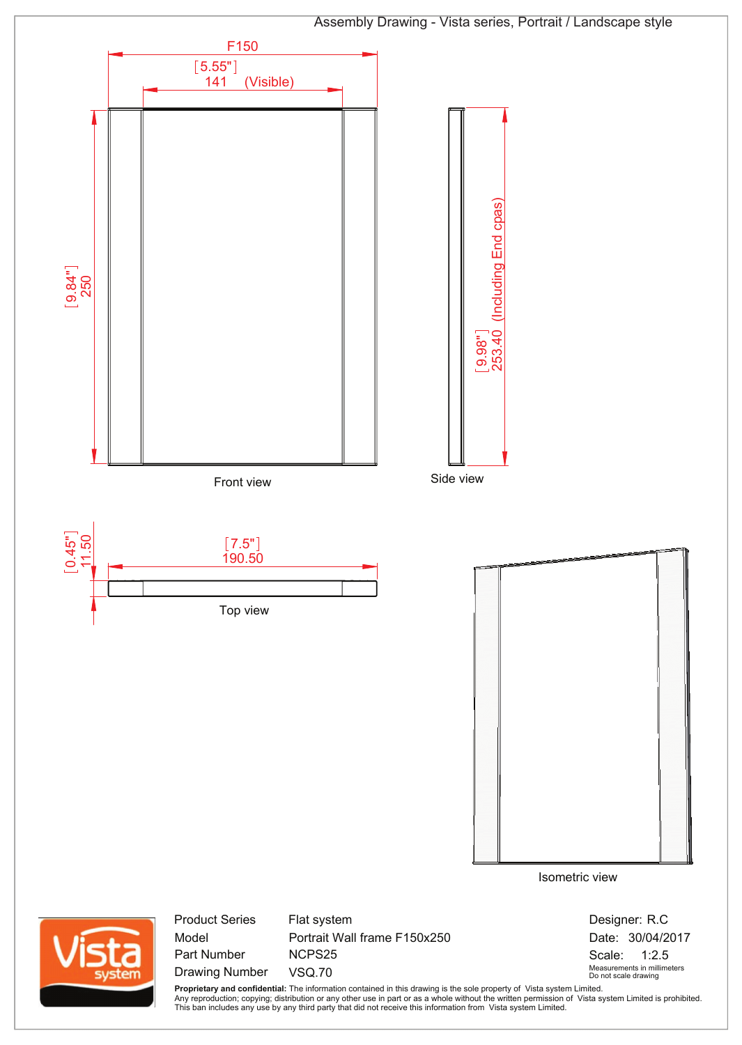# Assembly Drawing - Vista series, Portrait / Landscape style

F150

[5.55"]
141 (Visible)

[9.84"]
250

[9.98"]
253.40 (Including End cpas)

Front view

Side view

[0.45"]
11.50

[7.5"]
190.50

Top view

Isometric view

| | |
|---|---|
| Product Series | Flat system |
| Model | Portrait Wall frame F150x250 |
| Part Number | NCPS25 |
| Drawing Number | VSQ.70 |

Designer: R.C
Date: 30/04/2017
Scale: 1:2.5
Measurements in millimeters
Do not scale drawing

**Proprietary and confidential:** The information contained in this drawing is the sole property of Vista system Limited. Any reproduction; copying; distribution or any other use in part or as a whole without the written permission of Vista system Limited is prohibited. This ban includes any use by any third party that did not receive this information from Vista system Limited.